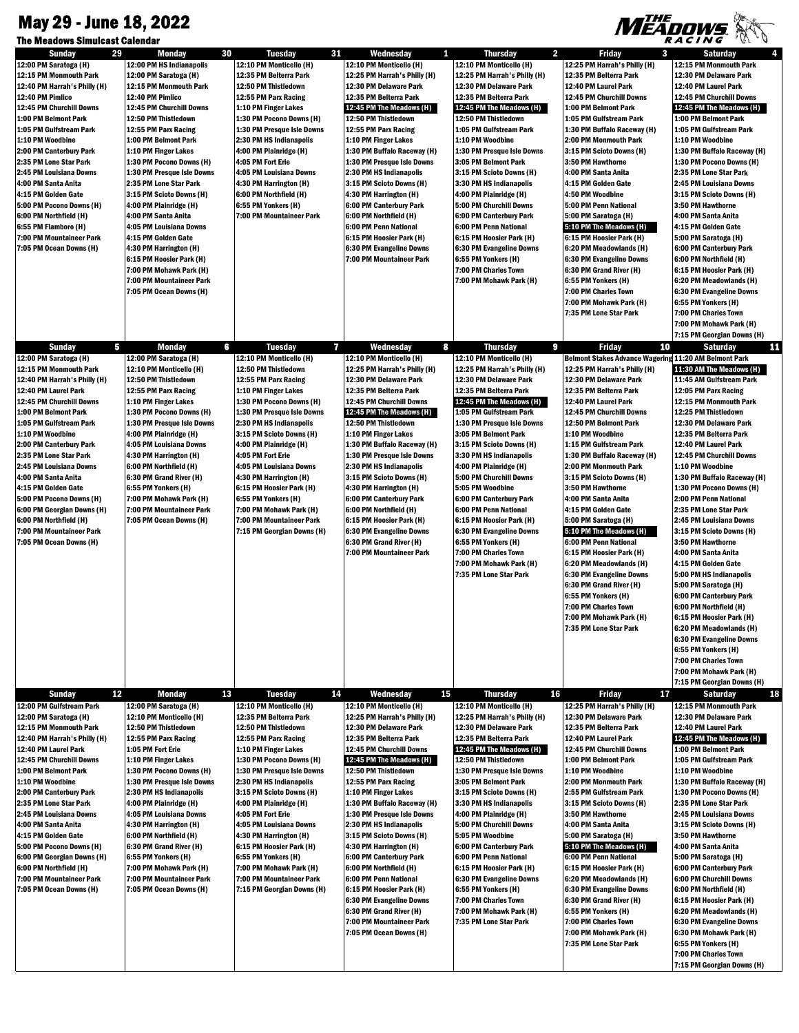# May 29 - June 18, 2022

## The Meadows Simulcast Calendar

| Sunday 29 | Monday 30 | Tuesday 31 | Wednesday 1 | Thursday 2 | Friday 3 | Saturday 4 |
|---|---|---|---|---|---|---|
| 12:00 PM Saratoga (H) | 12:00 PM HS Indianapolis | 12:10 PM Monticello (H) | 12:10 PM Monticello (H) | 12:10 PM Monticello (H) | 12:25 PM Harrah's Philly (H) | 12:15 PM Monmouth Park |
| 12:15 PM Monmouth Park | 12:00 PM Saratoga (H) | 12:35 PM Belterra Park | 12:25 PM Harrah's Philly (H) | 12:25 PM Harrah's Philly (H) | 12:35 PM Belterra Park | 12:30 PM Delaware Park |
| 12:40 PM Harrah's Philly (H) | 12:15 PM Monmouth Park | 12:50 PM Thistledown | 12:30 PM Delaware Park | 12:30 PM Delaware Park | 12:40 PM Laurel Park | 12:40 PM Laurel Park |
| 12:40 PM Pimlico | 12:40 PM Pimlico | 12:55 PM Parx Racing | 12:35 PM Belterra Park | 12:35 PM Belterra Park | 12:45 PM Churchill Downs | 12:45 PM Churchill Downs |
| 12:45 PM Churchill Downs | 12:45 PM Churchill Downs | 1:10 PM Finger Lakes | **12:45 PM The Meadows (H)** | **12:45 PM The Meadows (H)** | 1:00 PM Belmont Park | **12:45 PM The Meadows (H)** |
| 1:00 PM Belmont Park | 12:50 PM Thistledown | 1:30 PM Pocono Downs (H) | 12:50 PM Thistledown | 12:50 PM Thistledown | 1:05 PM Gulfstream Park | 1:00 PM Belmont Park |
| 1:05 PM Gulfstream Park | 12:55 PM Parx Racing | 1:30 PM Presque Isle Downs | 12:55 PM Parx Racing | 1:05 PM Gulfstream Park | 1:30 PM Buffalo Raceway (H) | 1:05 PM Gulfstream Park |
| 1:10 PM Woodbine | 1:00 PM Belmont Park | 2:30 PM HS Indianapolis | 1:10 PM Finger Lakes | 1:10 PM Woodbine | 2:00 PM Monmouth Park | 1:10 PM Woodbine |
| 2:00 PM Canterbury Park | 1:10 PM Finger Lakes | 4:00 PM Plainridge (H) | 1:30 PM Buffalo Raceway (H) | 1:30 PM Presque Isle Downs | 3:15 PM Scioto Downs (H) | 1:30 PM Buffalo Raceway (H) |
| 2:35 PM Lone Star Park | 1:30 PM Presque Isle Downs | 4:05 PM Fort Erie | 1:30 PM Presque Isle Downs | 3:05 PM Belmont Park | 3:50 PM Hawthorne | 1:30 PM Pocono Downs (H) |
| 2:45 PM Louisiana Downs | 2:35 PM Lone Star Park | 4:05 PM Louisiana Downs | 2:30 PM HS Indianapolis | 3:15 PM Scioto Downs (H) | 4:00 PM Santa Anita | 2:35 PM Lone Star Park |
| 4:00 PM Santa Anita | 3:15 PM Scioto Downs (H) | 4:30 PM Harrington (H) | 3:15 PM Scioto Downs (H) | 3:30 PM HS Indianapolis | 4:15 PM Golden Gate | 2:45 PM Louisiana Downs |
| 4:15 PM Golden Gate | 4:00 PM Plainridge (H) | 6:00 PM Northfield (H) | 4:30 PM Harrington (H) | 4:00 PM Plainridge (H) | 4:50 PM Woodbine | 3:15 PM Scioto Downs (H) |
| 5:00 PM Pocono Downs (H) | 4:00 PM Santa Anita | 6:55 PM Yonkers (H) | 6:00 PM Canterbury Park | 5:00 PM Churchill Downs | 5:00 PM Penn National | 3:50 PM Hawthorne |
| 6:00 PM Northfield (H) | 4:05 PM Louisiana Downs | 7:00 PM Mountaineer Park | 6:00 PM Northfield (H) | 6:00 PM Canterbury Park | 5:00 PM Saratoga (H) | 4:00 PM Santa Anita |
| 6:55 PM Flamboro (H) | 4:15 PM Golden Gate | | 6:00 PM Penn National | 6:00 PM Penn National | **5:10 PM The Meadows (H)** | 4:15 PM Golden Gate |
| 7:00 PM Mountaineer Park | 4:30 PM Harrington (H) | | 6:15 PM Hoosier Park (H) | 6:15 PM Hoosier Park (H) | 6:15 PM Hoosier Park (H) | 5:00 PM Saratoga (H) |
| 7:05 PM Ocean Downs (H) | 6:15 PM Hoosier Park (H) | | 6:30 PM Evangeline Downs | 6:30 PM Evangeline Downs | 6:20 PM Meadowlands (H) | 6:00 PM Canterbury Park |
| | 7:00 PM Mohawk Park (H) | | 7:00 PM Mountaineer Park | 6:55 PM Yonkers (H) | 6:30 PM Evangeline Downs | 6:00 PM Northfield (H) |
| | 7:00 PM Mountaineer Park | | | 7:00 PM Charles Town | 6:30 PM Grand River (H) | 6:15 PM Hoosier Park (H) |
| | 7:05 PM Ocean Downs (H) | | | 7:00 PM Mohawk Park (H) | 6:55 PM Yonkers (H) | 6:20 PM Meadowlands (H) |
| | | | | | 7:00 PM Charles Town | 6:30 PM Evangeline Downs |
| | | | | | 7:00 PM Mohawk Park (H) | 6:55 PM Yonkers (H) |
| | | | | | 7:35 PM Lone Star Park | 7:00 PM Charles Town |
| | | | | | | 7:00 PM Mohawk Park (H) |
| | | | | | | 7:15 PM Georgian Downs (H) |

| Sunday 5 | Monday 6 | Tuesday 7 | Wednesday 8 | Thursday 9 | Friday 10 | Saturday 11 |
|---|---|---|---|---|---|---|
| 12:00 PM Saratoga (H) | 12:00 PM Saratoga (H) | 12:10 PM Monticello (H) | 12:10 PM Monticello (H) | 12:10 PM Monticello (H) | Belmont Stakes Advance Wagering | 11:20 AM Belmont Park |
| 12:15 PM Monmouth Park | 12:10 PM Monticello (H) | 12:50 PM Thistledown | 12:25 PM Harrah's Philly (H) | 12:25 PM Harrah's Philly (H) | 12:25 PM Harrah's Philly (H) | **11:30 AM The Meadows (H)** |
| 12:40 PM Harrah's Philly (H) | 12:50 PM Thistledown | 12:55 PM Parx Racing | 12:30 PM Delaware Park | 12:30 PM Delaware Park | 12:30 PM Delaware Park | 11:45 AM Gulfstream Park |
| 12:40 PM Laurel Park | 12:55 PM Parx Racing | 1:10 PM Finger Lakes | 12:35 PM Belterra Park | 12:35 PM Belterra Park | 12:40 PM Laurel Park | 12:05 PM Parx Racing |
| 12:45 PM Churchill Downs | 1:10 PM Finger Lakes | 1:30 PM Pocono Downs (H) | 12:45 PM Churchill Downs | **12:45 PM The Meadows (H)** | 12:45 PM Churchill Downs | 12:15 PM Monmouth Park |
| 1:00 PM Belmont Park | 1:30 PM Pocono Downs (H) | 1:30 PM Presque Isle Downs | **12:45 PM The Meadows (H)** | 1:05 PM Gulfstream Park | 12:50 PM Belmont Park | 12:25 PM Thistledown |
| 1:05 PM Gulfstream Park | 1:30 PM Presque Isle Downs | 2:30 PM HS Indianapolis | 12:50 PM Thistledown | 1:30 PM Presque Isle Downs | 1:10 PM Woodbine | 12:30 PM Delaware Park |
| 1:10 PM Woodbine | 4:00 PM Plainridge (H) | 3:15 PM Scioto Downs (H) | 1:10 PM Finger Lakes | 3:05 PM Belmont Park | 1:15 PM Gulfstream Park | 12:35 PM Belterra Park |
| 2:00 PM Canterbury Park | 4:05 PM Louisiana Downs | 4:00 PM Plainridge (H) | 1:30 PM Buffalo Raceway (H) | 3:15 PM Scioto Downs (H) | 1:30 PM Buffalo Raceway (H) | 12:40 PM Laurel Park |
| 2:35 PM Lone Star Park | 4:30 PM Harrington (H) | 4:05 PM Fort Erie | 1:30 PM Presque Isle Downs | 3:30 PM HS Indianapolis | 2:00 PM Monmouth Park | 12:45 PM Churchill Downs |
| 2:45 PM Louisiana Downs | 6:00 PM Northfield (H) | 4:05 PM Louisiana Downs | 2:30 PM HS Indianapolis | 4:00 PM Plainridge (H) | 3:15 PM Scioto Downs (H) | 1:10 PM Woodbine |
| 4:00 PM Santa Anita | 6:30 PM Grand River (H) | 4:30 PM Harrington (H) | 3:15 PM Scioto Downs (H) | 5:00 PM Churchill Downs | 3:50 PM Hawthorne | 1:30 PM Buffalo Raceway (H) |
| 4:15 PM Golden Gate | 6:55 PM Yonkers (H) | 6:15 PM Hoosier Park (H) | 4:30 PM Harrington (H) | 5:05 PM Woodbine | 4:00 PM Santa Anita | 1:30 PM Pocono Downs (H) |
| 5:00 PM Pocono Downs (H) | 7:00 PM Mohawk Park (H) | 6:55 PM Yonkers (H) | 6:00 PM Canterbury Park | 6:00 PM Canterbury Park | 4:15 PM Golden Gate | 2:00 PM Penn National |
| 6:00 PM Georgian Downs (H) | 7:00 PM Mountaineer Park | 7:00 PM Mohawk Park (H) | 6:00 PM Northfield (H) | 6:00 PM Penn National | 5:00 PM Saratoga (H) | 2:35 PM Lone Star Park |
| 6:00 PM Northfield (H) | 7:05 PM Ocean Downs (H) | 7:00 PM Mountaineer Park | 6:15 PM Hoosier Park (H) | 6:15 PM Hoosier Park (H) | **5:10 PM The Meadows (H)** | 2:45 PM Louisiana Downs |
| 7:00 PM Mountaineer Park | | 7:15 PM Georgian Downs (H) | 6:30 PM Evangeline Downs | 6:30 PM Evangeline Downs | 6:00 PM Penn National | 3:15 PM Scioto Downs (H) |
| 7:05 PM Ocean Downs (H) | | | 6:30 PM Grand River (H) | 6:55 PM Yonkers (H) | 6:15 PM Hoosier Park (H) | 3:50 PM Hawthorne |
| | | | 7:00 PM Mountaineer Park | 7:00 PM Charles Town | 6:20 PM Meadowlands (H) | 4:00 PM Santa Anita |
| | | | | 7:00 PM Mohawk Park (H) | 6:30 PM Evangeline Downs | 4:15 PM Golden Gate |
| | | | | 7:35 PM Lone Star Park | 6:30 PM Grand River (H) | 5:00 PM HS Indianapolis |
| | | | | | 6:55 PM Yonkers (H) | 5:00 PM Saratoga (H) |
| | | | | | 7:00 PM Charles Town | 6:00 PM Canterbury Park |
| | | | | | 7:00 PM Mohawk Park (H) | 6:00 PM Northfield (H) |
| | | | | | 7:35 PM Lone Star Park | 6:15 PM Hoosier Park (H) |
| | | | | | | 6:20 PM Meadowlands (H) |
| | | | | | | 6:30 PM Evangeline Downs |
| | | | | | | 6:55 PM Yonkers (H) |
| | | | | | | 7:00 PM Charles Town |
| | | | | | | 7:00 PM Mohawk Park (H) |
| | | | | | | 7:15 PM Georgian Downs (H) |

| Sunday 12 | Monday 13 | Tuesday 14 | Wednesday 15 | Thursday 16 | Friday 17 | Saturday 18 |
|---|---|---|---|---|---|---|
| 12:00 PM Gulfstream Park | 12:00 PM Saratoga (H) | 12:10 PM Monticello (H) | 12:10 PM Monticello (H) | 12:10 PM Monticello (H) | 12:25 PM Harrah's Philly (H) | 12:15 PM Monmouth Park |
| 12:00 PM Saratoga (H) | 12:10 PM Monticello (H) | 12:35 PM Belterra Park | 12:25 PM Harrah's Philly (H) | 12:25 PM Harrah's Philly (H) | 12:30 PM Delaware Park | 12:30 PM Delaware Park |
| 12:15 PM Monmouth Park | 12:50 PM Thistledown | 12:50 PM Thistledown | 12:30 PM Delaware Park | 12:30 PM Delaware Park | 12:35 PM Belterra Park | 12:40 PM Laurel Park |
| 12:40 PM Harrah's Philly (H) | 12:55 PM Parx Racing | 12:55 PM Parx Racing | 12:35 PM Belterra Park | 12:35 PM Belterra Park | 12:40 PM Laurel Park | **12:45 PM The Meadows (H)** |
| 12:40 PM Laurel Park | 1:05 PM Fort Erie | 1:10 PM Finger Lakes | 12:45 PM Churchill Downs | **12:45 PM The Meadows (H)** | 12:45 PM Churchill Downs | 1:00 PM Belmont Park |
| 12:45 PM Churchill Downs | 1:10 PM Finger Lakes | 1:30 PM Pocono Downs (H) | **12:45 PM The Meadows (H)** | 12:50 PM Thistledown | 1:00 PM Belmont Park | 1:05 PM Gulfstream Park |
| 1:00 PM Belmont Park | 1:30 PM Presque Isle Downs | 1:30 PM Presque Isle Downs | 12:50 PM Thistledown | 1:30 PM Presque Isle Downs | 1:10 PM Woodbine | 1:10 PM Woodbine |
| 1:10 PM Woodbine | 2:30 PM HS Indianapolis | 2:30 PM HS Indianapolis | 12:55 PM Parx Racing | 3:05 PM Belmont Park | 2:00 PM Monmouth Park | 1:30 PM Buffalo Raceway (H) |
| 2:00 PM Canterbury Park | 4:00 PM Plainridge (H) | 3:15 PM Scioto Downs (H) | 1:10 PM Finger Lakes | 3:15 PM Scioto Downs (H) | 2:55 PM Gulfstream Park | 1:30 PM Pocono Downs (H) |
| 2:35 PM Lone Star Park | 4:05 PM Louisiana Downs | 4:00 PM Plainridge (H) | 1:30 PM Buffalo Raceway (H) | 3:30 PM HS Indianapolis | 3:15 PM Scioto Downs (H) | 2:35 PM Lone Star Park |
| 2:45 PM Louisiana Downs | 4:30 PM Harrington (H) | 4:05 PM Fort Erie | 1:30 PM Presque Isle Downs | 4:00 PM Plainridge (H) | 3:50 PM Hawthorne | 2:45 PM Louisiana Downs |
| 4:00 PM Santa Anita | 6:00 PM Northfield (H) | 4:05 PM Louisiana Downs | 2:30 PM HS Indianapolis | 5:00 PM Churchill Downs | 4:00 PM Santa Anita | 3:15 PM Scioto Downs (H) |
| 4:15 PM Golden Gate | 6:30 PM Grand River (H) | 4:30 PM Harrington (H) | 3:15 PM Scioto Downs (H) | 5:05 PM Woodbine | 5:00 PM Saratoga (H) | 3:50 PM Hawthorne |
| 5:00 PM Pocono Downs (H) | 6:55 PM Yonkers (H) | 6:15 PM Hoosier Park (H) | 4:30 PM Harrington (H) | 6:00 PM Canterbury Park | **5:10 PM The Meadows (H)** | 4:00 PM Santa Anita |
| 6:00 PM Georgian Downs (H) | 7:00 PM Mohawk Park (H) | 6:55 PM Yonkers (H) | 6:00 PM Canterbury Park | 6:00 PM Penn National | 6:00 PM Penn National | 5:00 PM Saratoga (H) |
| 6:00 PM Northfield (H) | 7:00 PM Mountaineer Park | 7:00 PM Mohawk Park (H) | 6:00 PM Northfield (H) | 6:15 PM Hoosier Park (H) | 6:15 PM Hoosier Park (H) | 6:00 PM Canterbury Park |
| 7:00 PM Mountaineer Park | 7:05 PM Ocean Downs (H) | 7:00 PM Mountaineer Park | 6:00 PM Penn National | 6:30 PM Evangeline Downs | 6:20 PM Meadowlands (H) | 6:00 PM Churchill Downs |
| 7:05 PM Ocean Downs (H) | | 7:15 PM Georgian Downs (H) | 6:15 PM Hoosier Park (H) | 6:55 PM Yonkers (H) | 6:30 PM Evangeline Downs | 6:00 PM Northfield (H) |
| | | | 6:30 PM Evangeline Downs | 7:00 PM Charles Town | 6:30 PM Grand River (H) | 6:15 PM Hoosier Park (H) |
| | | | 6:30 PM Grand River (H) | 7:00 PM Mohawk Park (H) | 6:55 PM Yonkers (H) | 6:20 PM Meadowlands (H) |
| | | | 7:00 PM Mountaineer Park | 7:35 PM Lone Star Park | 7:00 PM Charles Town | 6:30 PM Evangeline Downs |
| | | | 7:05 PM Ocean Downs (H) | | 7:00 PM Mohawk Park (H) | 6:30 PM Mohawk Park (H) |
| | | | | | 7:35 PM Lone Star Park | 6:55 PM Yonkers (H) |
| | | | | | | 7:00 PM Charles Town |
| | | | | | | 7:15 PM Georgian Downs (H) |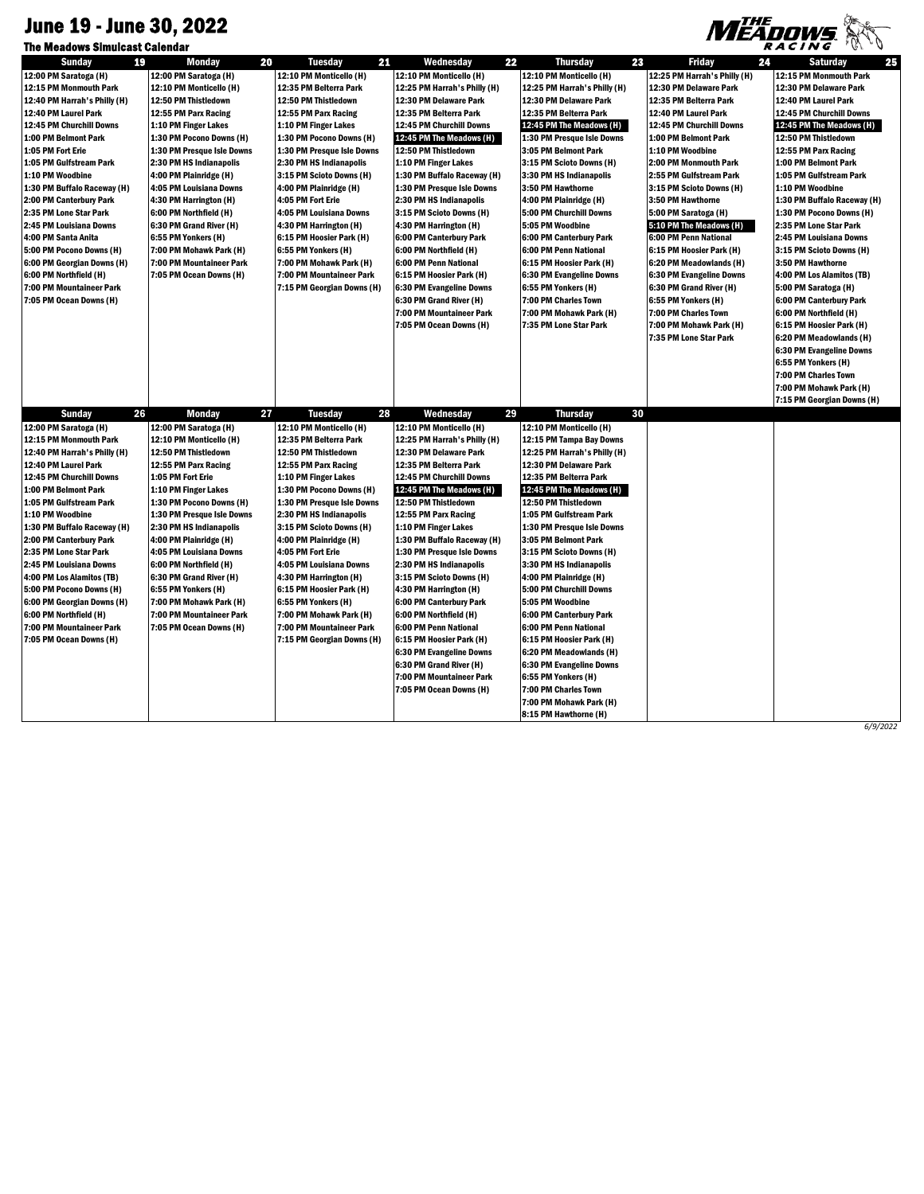# June 19 - June 30, 2022

## The Meadows Simulcast Calendar

THE MEADOWS RACING

| Sunday 19 | Monday 20 | Tuesday 21 | Wednesday 22 | Thursday 23 | Friday 24 | Saturday 25 |
|---|---|---|---|---|---|---|
| 12:00 PM Saratoga (H) | 12:00 PM Saratoga (H) | 12:10 PM Monticello (H) | 12:10 PM Monticello (H) | 12:10 PM Monticello (H) | 12:25 PM Harrah's Philly (H) | 12:15 PM Monmouth Park |
| 12:15 PM Monmouth Park | 12:10 PM Monticello (H) | 12:35 PM Belterra Park | 12:25 PM Harrah's Philly (H) | 12:25 PM Harrah's Philly (H) | 12:30 PM Delaware Park | 12:30 PM Delaware Park |
| 12:40 PM Harrah's Philly (H) | 12:50 PM Thistledown | 12:50 PM Thistledown | 12:30 PM Delaware Park | 12:30 PM Delaware Park | 12:35 PM Belterra Park | 12:40 PM Laurel Park |
| 12:40 PM Laurel Park | 12:55 PM Parx Racing | 1:10 PM Finger Lakes | 12:35 PM Belterra Park | 12:35 PM Belterra Park | 12:40 PM Laurel Park | 12:45 PM Churchill Downs |
| 12:45 PM Churchill Downs | 1:10 PM Finger Lakes | 1:30 PM Pocono Downs (H) | 12:45 PM Churchill Downs | 12:45 PM The Meadows (H) | 12:45 PM Churchill Downs | 12:45 PM The Meadows (H) |
| 1:00 PM Belmont Park | 1:30 PM Pocono Downs (H) | 1:30 PM Presque Isle Downs | 12:45 PM The Meadows (H) | 1:30 PM Presque Isle Downs | 1:00 PM Belmont Park | 12:50 PM Thistledown |
| 1:05 PM Fort Erie | 1:30 PM Presque Isle Downs | 2:30 PM HS Indianapolis | 12:50 PM Thistledown | 3:05 PM Belmont Park | 1:10 PM Woodbine | 12:55 PM Parx Racing |
| 1:05 PM Gulfstream Park | 2:30 PM HS Indianapolis | 3:15 PM Scioto Downs (H) | 1:10 PM Finger Lakes | 3:15 PM Scioto Downs (H) | 2:00 PM Monmouth Park | 1:00 PM Belmont Park |
| 1:10 PM Woodbine | 4:00 PM Plainridge (H) | 4:00 PM Plainridge (H) | 1:30 PM Buffalo Raceway (H) | 3:30 PM HS Indianapolis | 2:55 PM Gulfstream Park | 1:05 PM Gulfstream Park |
| 1:30 PM Buffalo Raceway (H) | 4:05 PM Louisiana Downs | 4:05 PM Fort Erie | 1:30 PM Presque Isle Downs | 3:50 PM Hawthorne | 3:15 PM Scioto Downs (H) | 1:10 PM Woodbine |
| 2:00 PM Canterbury Park | 4:30 PM Harrington (H) | 4:05 PM Louisiana Downs | 2:30 PM HS Indianapolis | 4:00 PM Plainridge (H) | 3:50 PM Hawthorne | 1:30 PM Buffalo Raceway (H) |
| 2:35 PM Lone Star Park | 6:00 PM Northfield (H) | 4:30 PM Harrington (H) | 3:15 PM Scioto Downs (H) | 5:00 PM Churchill Downs | 5:00 PM Saratoga (H) | 1:30 PM Pocono Downs (H) |
| 2:45 PM Louisiana Downs | 6:30 PM Grand River (H) | 6:15 PM Hoosier Park (H) | 4:30 PM Harrington (H) | 5:05 PM Woodbine | 5:10 PM The Meadows (H) | 2:35 PM Lone Star Park |
| 4:00 PM Santa Anita | 6:55 PM Yonkers (H) | 6:55 PM Yonkers (H) | 6:00 PM Canterbury Park | 6:00 PM Canterbury Park | 6:00 PM Penn National | 2:45 PM Louisiana Downs |
| 5:00 PM Pocono Downs (H) | 7:00 PM Mohawk Park (H) | 7:00 PM Mohawk Park (H) | 6:00 PM Northfield (H) | 6:00 PM Penn National | 6:15 PM Hoosier Park (H) | 3:15 PM Scioto Downs (H) |
| 6:00 PM Georgian Downs (H) | 7:00 PM Mountaineer Park | 7:00 PM Mountaineer Park | 6:00 PM Penn National | 6:15 PM Hoosier Park (H) | 6:20 PM Meadowlands (H) | 3:50 PM Hawthorne |
| 6:00 PM Northfield (H) | 7:05 PM Ocean Downs (H) | 7:15 PM Georgian Downs (H) | 6:15 PM Hoosier Park (H) | 6:30 PM Evangeline Downs | 6:30 PM Evangeline Downs | 4:00 PM Los Alamitos (TB) |
| 7:00 PM Mountaineer Park | | | 6:30 PM Evangeline Downs | 6:55 PM Yonkers (H) | 6:30 PM Grand River (H) | 5:00 PM Saratoga (H) |
| 7:05 PM Ocean Downs (H) | | | 6:30 PM Grand River (H) | 7:00 PM Charles Town | 6:55 PM Yonkers (H) | 6:00 PM Canterbury Park |
| | | | 7:00 PM Mountaineer Park | 7:00 PM Mohawk Park (H) | 7:00 PM Charles Town | 6:00 PM Northfield (H) |
| | | | 7:05 PM Ocean Downs (H) | 7:35 PM Lone Star Park | 7:00 PM Mohawk Park (H) | 6:15 PM Hoosier Park (H) |
| | | | | | 7:35 PM Lone Star Park | 6:20 PM Meadowlands (H) |
| | | | | | | 6:30 PM Evangeline Downs |
| | | | | | | 6:55 PM Yonkers (H) |
| | | | | | | 7:00 PM Charles Town |
| | | | | | | 7:00 PM Mohawk Park (H) |
| | | | | | | 7:15 PM Georgian Downs (H) |

| Sunday 26 | Monday 27 | Tuesday 28 | Wednesday 29 | Thursday 30 |
|---|---|---|---|---|
| 12:00 PM Saratoga (H) | 12:00 PM Saratoga (H) | 12:10 PM Monticello (H) | 12:10 PM Monticello (H) | 12:10 PM Monticello (H) |
| 12:15 PM Monmouth Park | 12:10 PM Monticello (H) | 12:35 PM Belterra Park | 12:25 PM Harrah's Philly (H) | 12:15 PM Tampa Bay Downs |
| 12:40 PM Harrah's Philly (H) | 12:50 PM Thistledown | 12:50 PM Thistledown | 12:30 PM Delaware Park | 12:25 PM Harrah's Philly (H) |
| 12:40 PM Laurel Park | 12:55 PM Parx Racing | 12:55 PM Parx Racing | 12:35 PM Belterra Park | 12:30 PM Delaware Park |
| 12:45 PM Churchill Downs | 1:05 PM Fort Erie | 1:10 PM Finger Lakes | 12:45 PM Churchill Downs | 12:35 PM Belterra Park |
| 1:00 PM Belmont Park | 1:10 PM Finger Lakes | 1:30 PM Pocono Downs (H) | 12:45 PM The Meadows (H) | 12:45 PM The Meadows (H) |
| 1:05 PM Gulfstream Park | 1:30 PM Pocono Downs (H) | 1:30 PM Presque Isle Downs | 12:50 PM Thistledown | 12:50 PM Thistledown |
| 1:10 PM Woodbine | 1:30 PM Presque Isle Downs | 2:30 PM HS Indianapolis | 12:55 PM Parx Racing | 1:05 PM Gulfstream Park |
| 1:30 PM Buffalo Raceway (H) | 2:30 PM HS Indianapolis | 3:15 PM Scioto Downs (H) | 1:10 PM Finger Lakes | 1:30 PM Presque Isle Downs |
| 2:00 PM Canterbury Park | 4:00 PM Plainridge (H) | 4:00 PM Plainridge (H) | 1:30 PM Buffalo Raceway (H) | 3:05 PM Belmont Park |
| 2:35 PM Lone Star Park | 4:05 PM Louisiana Downs | 4:05 PM Fort Erie | 1:30 PM Presque Isle Downs | 3:15 PM Scioto Downs (H) |
| 2:45 PM Louisiana Downs | 6:00 PM Northfield (H) | 4:05 PM Louisiana Downs | 2:30 PM HS Indianapolis | 3:30 PM HS Indianapolis |
| 4:00 PM Los Alamitos (TB) | 6:30 PM Grand River (H) | 4:30 PM Harrington (H) | 3:15 PM Scioto Downs (H) | 4:00 PM Plainridge (H) |
| 5:00 PM Pocono Downs (H) | 6:55 PM Yonkers (H) | 6:15 PM Hoosier Park (H) | 4:30 PM Harrington (H) | 5:00 PM Churchill Downs |
| 6:00 PM Georgian Downs (H) | 7:00 PM Mohawk Park (H) | 6:55 PM Yonkers (H) | 6:00 PM Canterbury Park | 5:05 PM Woodbine |
| 6:00 PM Northfield (H) | 7:00 PM Mountaineer Park | 7:00 PM Mohawk Park (H) | 6:00 PM Northfield (H) | 6:00 PM Canterbury Park |
| 7:00 PM Mountaineer Park | 7:05 PM Ocean Downs (H) | 7:00 PM Mountaineer Park | 6:00 PM Penn National | 6:00 PM Penn National |
| 7:05 PM Ocean Downs (H) | | 7:15 PM Georgian Downs (H) | 6:15 PM Hoosier Park (H) | 6:15 PM Hoosier Park (H) |
| | | | 6:30 PM Evangeline Downs | 6:20 PM Meadowlands (H) |
| | | | 6:30 PM Grand River (H) | 6:30 PM Evangeline Downs |
| | | | 7:00 PM Mountaineer Park | 6:55 PM Yonkers (H) |
| | | | 7:05 PM Ocean Downs (H) | 7:00 PM Charles Town |
| | | | | 7:00 PM Mohawk Park (H) |
| | | | | 8:15 PM Hawthorne (H) |

6/9/2022